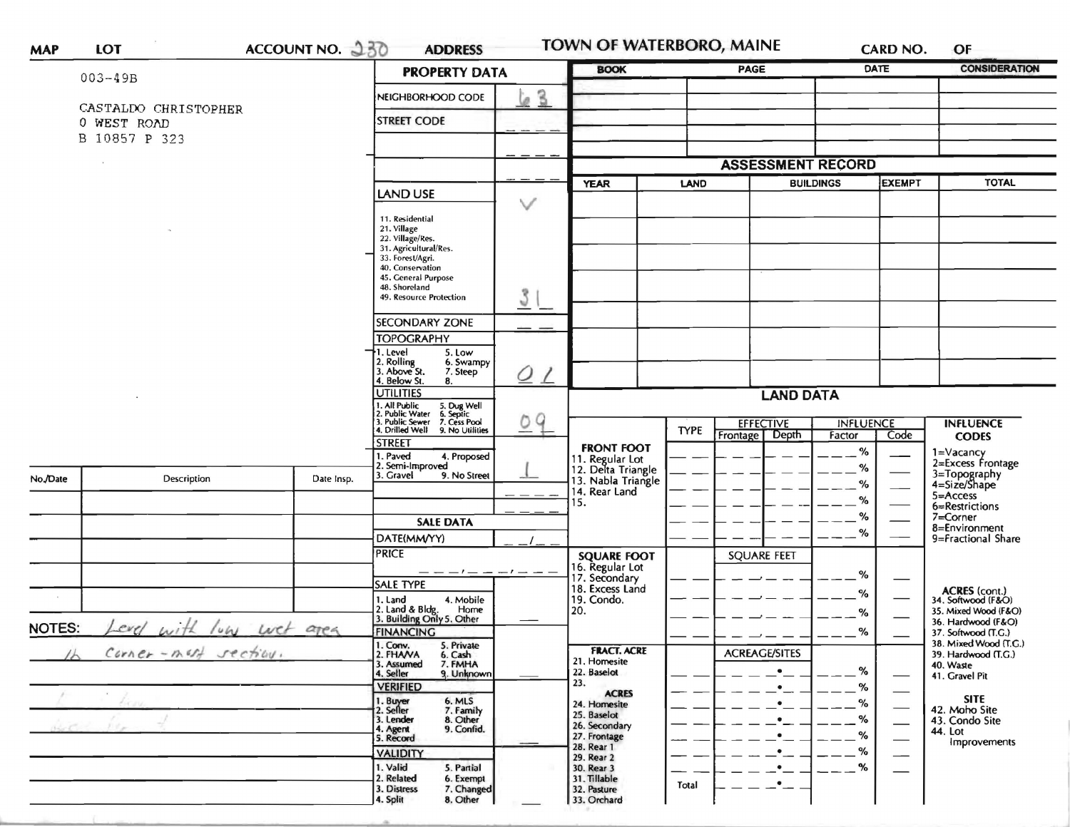**MAP** | **LOT** | **ACCOUNT NO.** 230 | **ADDRESS** | **TOWN OF WATERBORO, MAINE** | **CARD NO.** | **OF**

003-49B

CASTALDO CHRISTOPHER
0 WEST ROAD
B 10857 P 323

## PROPERTY DATA

| | |
|---|---|
| NEIGHBORHOOD CODE | 63 |
| STREET CODE | |
| | |
| | |
| LAND USE<br>11. Residential<br>21. Village<br>22. Village/Res.<br>31. Agricultural/Res.<br>33. Forest/Agri.<br>40. Conservation<br>45. General Purpose<br>48. Shoreland<br>49. Resource Protection | ✓<br>31 |
| SECONDARY ZONE | |
| TOPOGRAPHY<br>1. Level 5. Low<br>2. Rolling 6. Swampy<br>3. Above St. 7. Steep<br>4. Below St. 8. | 01 |
| UTILITIES<br>1. All Public 5. Dug Well<br>2. Public Water 6. Septic<br>3. Public Sewer 7. Cess Pool<br>4. Drilled Well 9. No Utilities | 09 |
| STREET<br>1. Paved 4. Proposed<br>2. Semi-Improved<br>3. Gravel 9. No Street | 1 |
| | |
| | |

## SALE DATA

| | |
|---|---|
| DATE(MM/YY) | / |
| PRICE | \_ \_ \_ , \_ \_ \_ , \_ \_ \_ |
| SALE TYPE<br>1. Land 4. Mobile Home<br>2. Land & Bldg. 5. Other<br>3. Building Only | |
| FINANCING<br>1. Conv. 5. Private<br>2. FHA/VA 6. Cash<br>3. Assumed 7. FMHA<br>4. Seller 9. Unknown | |
| VERIFIED<br>1. Buyer 6. MLS<br>2. Seller 7. Family<br>3. Lender 8. Other<br>4. Agent 9. Confid.<br>5. Record | |
| VALIDITY<br>1. Valid 5. Partial<br>2. Related 6. Exempt<br>3. Distress 7. Changed<br>4. Split 8. Other | |

| BOOK | PAGE | DATE | CONSIDERATION |
|---|---|---|---|
| | | | |
| | | | |
| | | | |
| | | | |
| | | | |

## ASSESSMENT RECORD

| YEAR | LAND | BUILDINGS | EXEMPT | TOTAL |
|---|---|---|---|---|
| | | | | |
| | | | | |
| | | | | |
| | | | | |
| | | | | |
| | | | | |
| | | | | |
| | | | | |

## LAND DATA

| | TYPE | EFFECTIVE Frontage | EFFECTIVE Depth | INFLUENCE Factor | INFLUENCE Code |
|---|---|---|---|---|---|
| **FRONT FOOT**<br>11. Regular Lot<br>12. Delta Triangle<br>13. Nabla Triangle<br>14. Rear Land<br>15. | | | | % | |
| | | | | % | |
| | | | | % | |
| | | | | % | |
| | | | | % | |
| | | | | % | |
| **SQUARE FOOT**<br>16. Regular Lot<br>17. Secondary<br>18. Excess Land<br>19. Condo.<br>20. | | SQUARE FEET | | % | |
| | | | | % | |
| | | | | % | |
| | | | | % | |
| **FRACT. ACRE**<br>21. Homesite<br>22. Baselot<br>23.<br>**ACRES**<br>24. Homesite<br>25. Baselot<br>26. Secondary<br>27. Frontage<br>28. Rear 1<br>29. Rear 2<br>30. Rear 3<br>31. Tillable<br>32. Pasture<br>33. Orchard | | ACREAGE/SITES | | % | |
| | | | | % | |
| | | | | % | |
| | | | | % | |
| | | | | % | |
| | | | | % | |
| | | | | % | |
| | Total | | | | |

**INFLUENCE CODES**
1=Vacancy
2=Excess Frontage
3=Topography
4=Size/Shape
5=Access
6=Restrictions
7=Corner
8=Environment
9=Fractional Share

**ACRES (cont.)**
34. Softwood (F&O)
35. Mixed Wood (F&O)
36. Hardwood (F&O)
37. Softwood (T.G.)
38. Mixed Wood (T.G.)
39. Hardwood (T.G.)
40. Waste
41. Gravel Pit

**SITE**
42. Moho Site
43. Condo Site
44. Lot Improvements

| No./Date | Description | Date Insp. |
|---|---|---|
| | | |
| | | |
| | | |
| | | |

**NOTES:** Level with low wet area in corner-most section.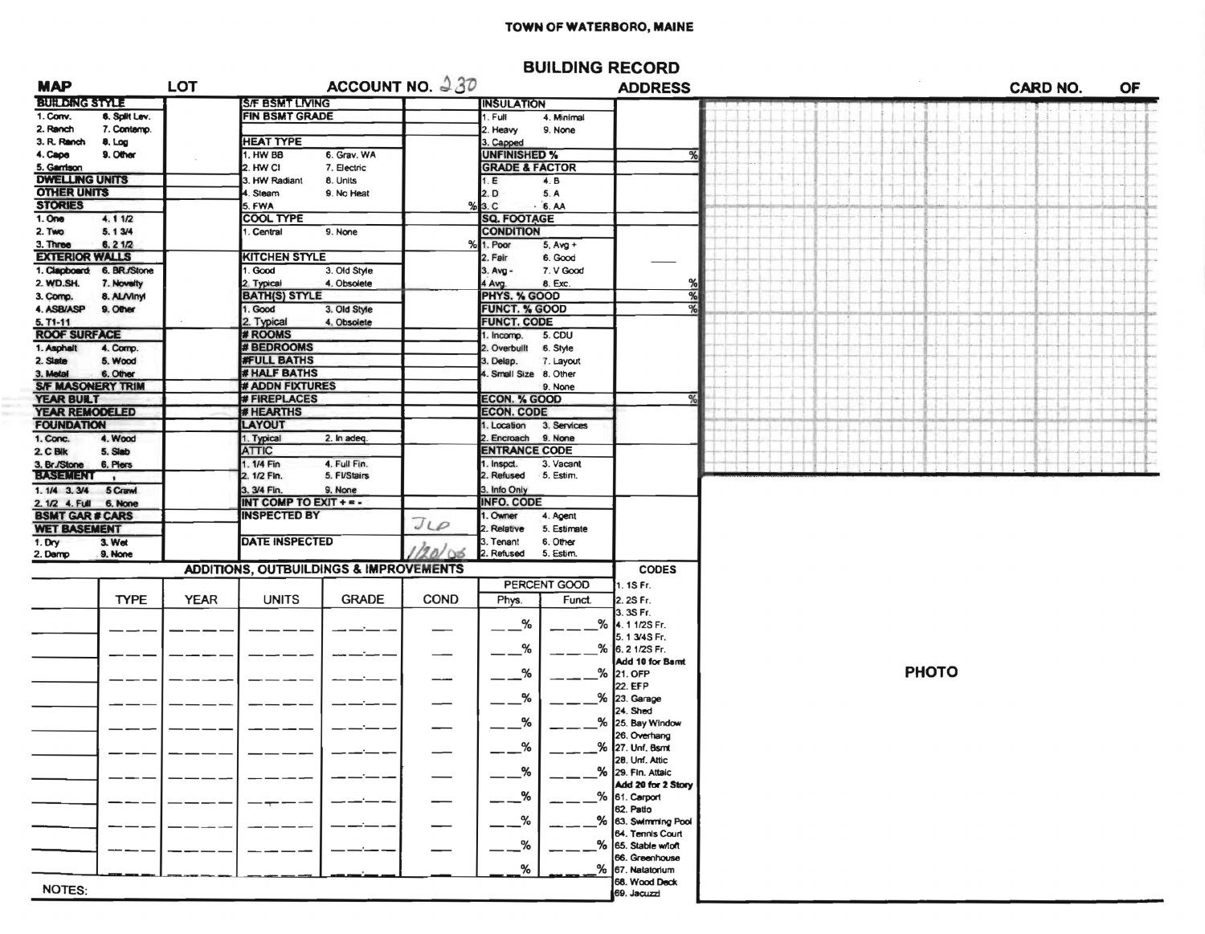**TOWN OF WATERBORO, MAINE**

# BUILDING RECORD

**MAP** | **LOT** | **ACCOUNT NO.** 230 | **ADDRESS** | **CARD NO.** | **OF**

| | | | | | |
|---|---|---|---|---|---|
| **BUILDING STYLE**<br>1. Conv. 6. Split Lev.<br>2. Ranch 7. Contemp.<br>3. R. Ranch 8. Log<br>4. Cape 9. Other<br>5. Garrison | | **S/F BSMT LIVING** | | **INSULATION**<br>1. Full 4. Minimal<br>2. Heavy 9. None<br>3. Capped | |
| | | **FIN BSMT GRADE** | | | |
| **DWELLING UNITS** | | **HEAT TYPE**<br>1. HW BB 6. Grav. WA<br>2. HW CI 7. Electric<br>3. HW Radiant 8. Units<br>4. Steam 9. No Heat<br>5. FWA | % | **UNFINISHED %** | % |
| **OTHER UNITS** | | | | **GRADE & FACTOR**<br>1. E 4. B<br>2. D 5. A<br>3. C 6. AA | |
| **STORIES**<br>1. One 4. 1 1/2<br>2. Two 5. 1 3/4<br>3. Three 6. 2 1/2 | | **COOL TYPE**<br>1. Central 9. None | % | **SQ. FOOTAGE** | |
| | | | | **CONDITION**<br>1. Poor 5. Avg +<br>2. Fair 6. Good<br>3. Avg - 7. V Good<br>4 Avg. 8. Exc. | ___ |
| **EXTERIOR WALLS**<br>1. Clapboard 6. BR./Stone<br>2. WD.SH. 7. Novelty<br>3. Comp. 8. AL/Vinyl<br>4. ASB/ASP 9. Other<br>5. T1-11 | | **KITCHEN STYLE**<br>1. Good 3. Old Style<br>2. Typical 4. Obsolete | | | |
| | | **BATH(S) STYLE**<br>1. Good 3. Old Style<br>2. Typical 4. Obsolete | | **PHYS. % GOOD** | % |
| | | | | **FUNCT. % GOOD** | % |
| **ROOF SURFACE**<br>1. Asphalt 4. Comp.<br>2. Slate 5. Wood<br>3. Metal 6. Other | | **# ROOMS** | | **FUNCT. CODE**<br>1. Incomp. 5. CDU<br>2. Overbuilt 6. Style<br>3. Delap. 7. Layout<br>4. Small Size 8. Other<br>9. None | |
| | | **# BEDROOMS** | | | |
| | | **#FULL BATHS** | | | |
| | | **# HALF BATHS** | | | |
| **S/F MASONERY TRIM** | | **# ADDN FIXTURES** | | | |
| **YEAR BUILT** | | **# FIREPLACES** | | **ECON. % GOOD** | % |
| **YEAR REMODELED** | | **# HEARTHS** | | **ECON. CODE**<br>1. Location 3. Services<br>2. Encroach 9. None | |
| **FOUNDATION**<br>1. Conc. 4. Wood<br>2. C Blk 5. Slab<br>3. Br./Stone 6. Piers | | **LAYOUT**<br>1. Typical 2. In adeq. | | | |
| | | **ATTIC**<br>1. 1/4 Fin 4. Full Fin.<br>2. 1/2 Fin. 5. Fl/Stairs<br>3. 3/4 Fin. 9. None | | **ENTRANCE CODE**<br>1. Inspct. 3. Vacant<br>2. Refused 5. Estim.<br>3. Info Only | |
| **BASEMENT**<br>1. 1/4 3. 3/4 5 Crawl<br>2. 1/2 4. Full 6. None | | | | | |
| | | **INT COMP TO EXIT + = -** | | **INFO. CODE** | |
| **BSMT GAR # CARS** | | **INSPECTED BY** | JLP | 1. Owner 4. Agent<br>2. Relative 5. Estimate | |
| **WET BASEMENT**<br>1. Dry 3. Wet<br>2. Damp 9. None | | **DATE INSPECTED** | 1/20/06 | 3. Tenant 6. Other<br>2. Refused 5. Estim. | |

## ADDITIONS, OUTBUILDINGS & IMPROVEMENTS

| | TYPE | YEAR | UNITS | GRADE | COND | PERCENT GOOD Phys. | PERCENT GOOD Funct. |
|---|---|---|---|---|---|---|---|
| | | | | | | % | % |
| | | | | | | % | % |
| | | | | | | % | % |
| | | | | | | % | % |
| | | | | | | % | % |
| | | | | | | % | % |
| | | | | | | % | % |
| | | | | | | % | % |
| | | | | | | % | % |
| | | | | | | % | % |
| | | | | | | % | % |

**CODES**
1. 1S Fr.
2. 2S Fr.
3. 3S Fr.
4. 1 1/2S Fr.
5. 1 3/4S Fr.
6. 2 1/2S Fr.

**Add 10 for Bsmt**
21. OFP
22. EFP
23. Garage
24. Shed
25. Bay Window
26. Overhang
27. Unf. Bsmt
28. Unf. Attic
29. Fin. Attaic

**Add 20 for 2 Story**
61. Carport
62. Patio
63. Swimming Pool
64. Tennis Court
65. Stable w/loft
66. Greenhouse
67. Natatorium
68. Wood Deck
69. Jacuzzi

NOTES:

**PHOTO**